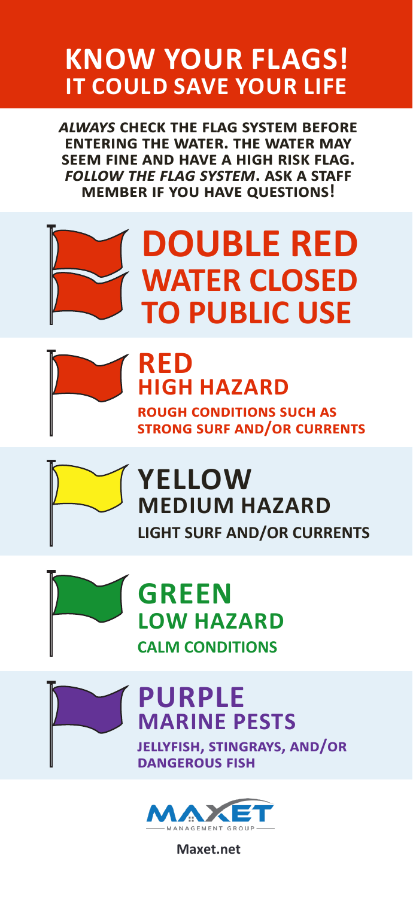# KNOW YOUR FLAGS!
## IT COULD SAVE YOUR LIFE

***ALWAYS*** **CHECK THE FLAG SYSTEM BEFORE ENTERING THE WATER. THE WATER MAY SEEM FINE AND HAVE A HIGH RISK FLAG.** ***FOLLOW THE FLAG SYSTEM*****. ASK A STAFF MEMBER IF YOU HAVE QUESTIONS!**

## DOUBLE RED
### WATER CLOSED TO PUBLIC USE

## RED
### HIGH HAZARD

ROUGH CONDITIONS SUCH AS STRONG SURF AND/OR CURRENTS

## YELLOW
### MEDIUM HAZARD

LIGHT SURF AND/OR CURRENTS

## GREEN
### LOW HAZARD

CALM CONDITIONS

## PURPLE
### MARINE PESTS

JELLYFISH, STINGRAYS, AND/OR DANGEROUS FISH

MAXET MANAGEMENT GROUP

Maxet.net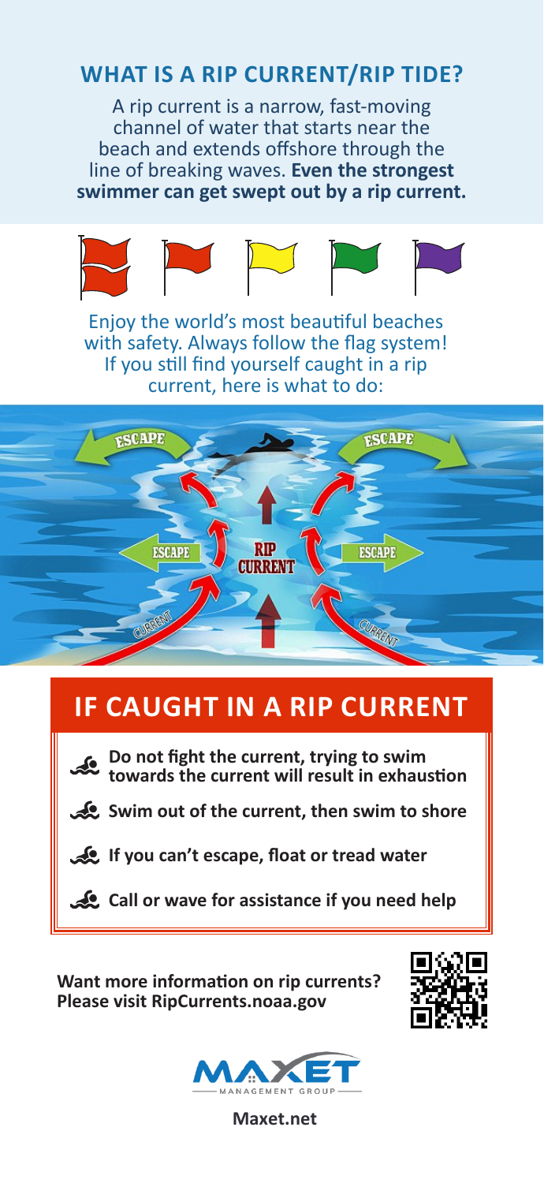## WHAT IS A RIP CURRENT/RIP TIDE?

A rip current is a narrow, fast-moving channel of water that starts near the beach and extends offshore through the line of breaking waves. **Even the strongest swimmer can get swept out by a rip current.**

Enjoy the world's most beautiful beaches with safety. Always follow the flag system! If you still find yourself caught in a rip current, here is what to do:

ESCAPE
ESCAPE
ESCAPE
RIP CURRENT
ESCAPE
CURRENT
CURRENT

## IF CAUGHT IN A RIP CURRENT

- **Do not fight the current, trying to swim towards the current will result in exhaustion**
- **Swim out of the current, then swim to shore**
- **If you can't escape, float or tread water**
- **Call or wave for assistance if you need help**

**Want more information on rip currents? Please visit RipCurrents.noaa.gov**

MAXET MANAGEMENT GROUP

**Maxet.net**